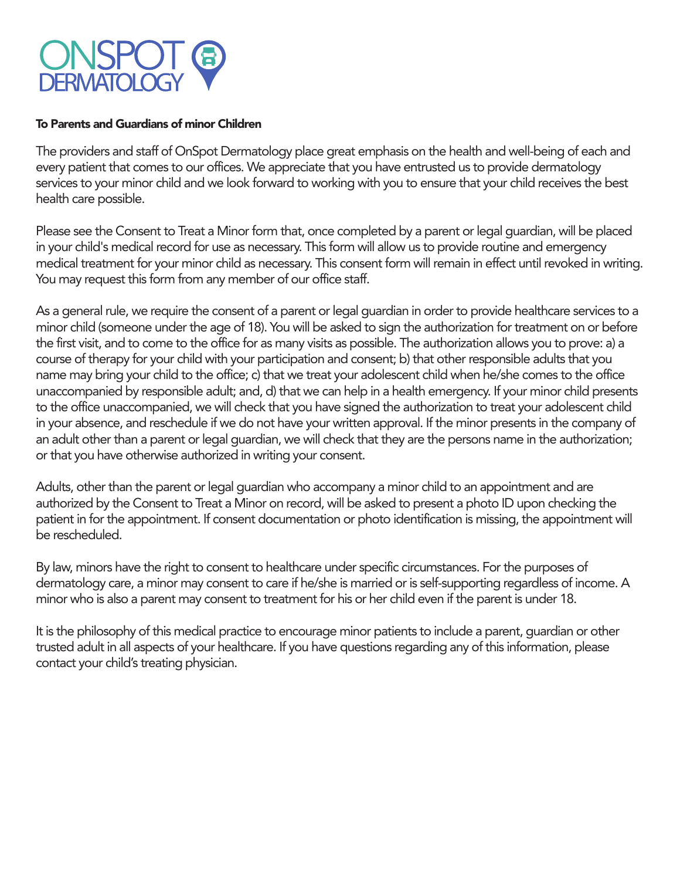# ONSPOT DERMATOLOGY

**To Parents and Guardians of minor Children**

The providers and staff of OnSpot Dermatology place great emphasis on the health and well-being of each and every patient that comes to our offices. We appreciate that you have entrusted us to provide dermatology services to your minor child and we look forward to working with you to ensure that your child receives the best health care possible.

Please see the Consent to Treat a Minor form that, once completed by a parent or legal guardian, will be placed in your child's medical record for use as necessary. This form will allow us to provide routine and emergency medical treatment for your minor child as necessary. This consent form will remain in effect until revoked in writing. You may request this form from any member of our office staff.

As a general rule, we require the consent of a parent or legal guardian in order to provide healthcare services to a minor child (someone under the age of 18). You will be asked to sign the authorization for treatment on or before the first visit, and to come to the office for as many visits as possible. The authorization allows you to prove: a) a course of therapy for your child with your participation and consent; b) that other responsible adults that you name may bring your child to the office; c) that we treat your adolescent child when he/she comes to the office unaccompanied by responsible adult; and, d) that we can help in a health emergency. If your minor child presents to the office unaccompanied, we will check that you have signed the authorization to treat your adolescent child in your absence, and reschedule if we do not have your written approval. If the minor presents in the company of an adult other than a parent or legal guardian, we will check that they are the persons name in the authorization; or that you have otherwise authorized in writing your consent.

Adults, other than the parent or legal guardian who accompany a minor child to an appointment and are authorized by the Consent to Treat a Minor on record, will be asked to present a photo ID upon checking the patient in for the appointment. If consent documentation or photo identification is missing, the appointment will be rescheduled.

By law, minors have the right to consent to healthcare under specific circumstances. For the purposes of dermatology care, a minor may consent to care if he/she is married or is self-supporting regardless of income. A minor who is also a parent may consent to treatment for his or her child even if the parent is under 18.

It is the philosophy of this medical practice to encourage minor patients to include a parent, guardian or other trusted adult in all aspects of your healthcare. If you have questions regarding any of this information, please contact your child's treating physician.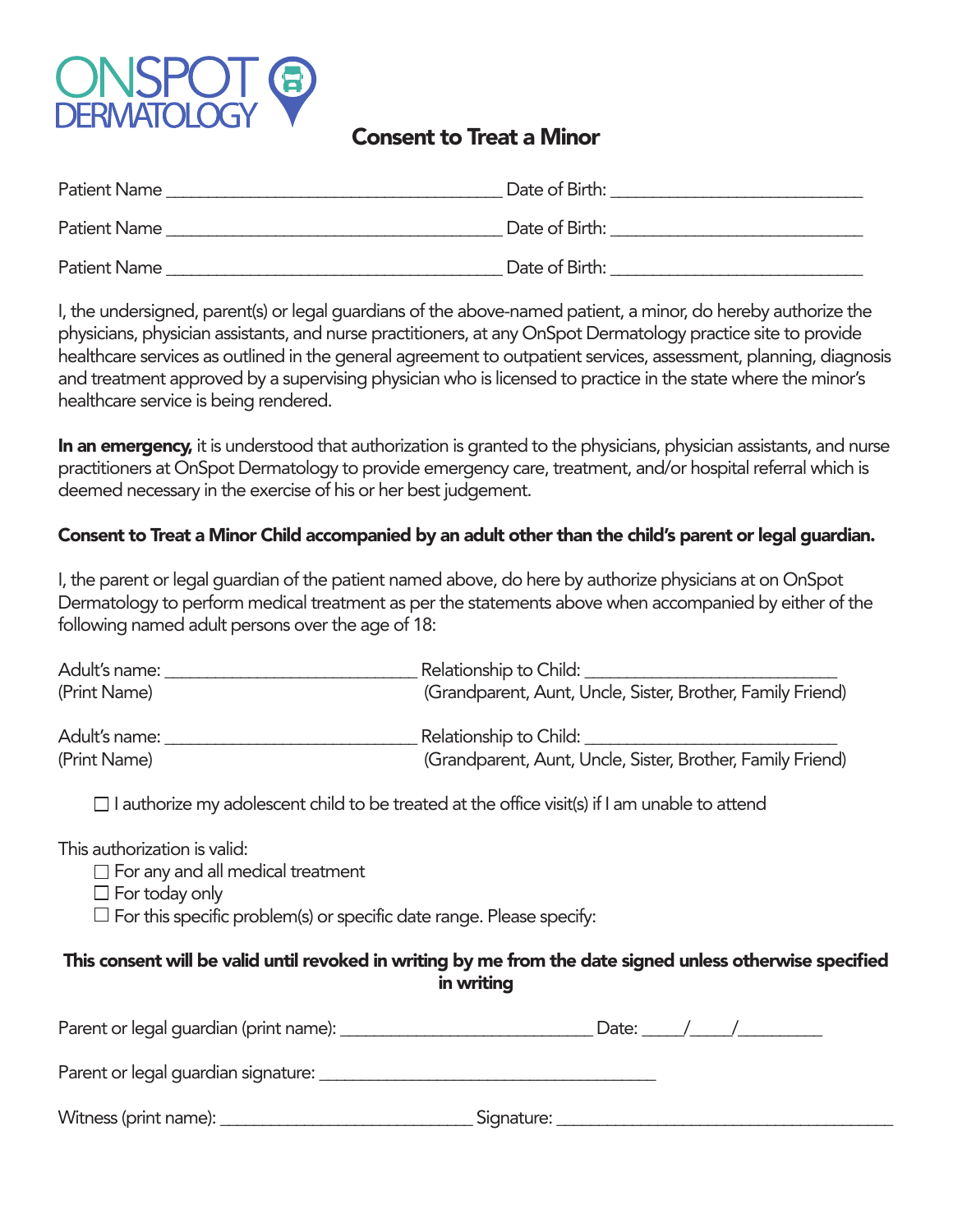ONSPOT DERMATOLOGY

# Consent to Treat a Minor

Patient Name ______________________________________ Date of Birth: ___________________________

Patient Name ______________________________________ Date of Birth: ___________________________

Patient Name ______________________________________ Date of Birth: ___________________________

I, the undersigned, parent(s) or legal guardians of the above-named patient, a minor, do hereby authorize the physicians, physician assistants, and nurse practitioners, at any OnSpot Dermatology practice site to provide healthcare services as outlined in the general agreement to outpatient services, assessment, planning, diagnosis and treatment approved by a supervising physician who is licensed to practice in the state where the minor's healthcare service is being rendered.

**In an emergency,** it is understood that authorization is granted to the physicians, physician assistants, and nurse practitioners at OnSpot Dermatology to provide emergency care, treatment, and/or hospital referral which is deemed necessary in the exercise of his or her best judgement.

**Consent to Treat a Minor Child accompanied by an adult other than the child's parent or legal guardian.**

I, the parent or legal guardian of the patient named above, do here by authorize physicians at on OnSpot Dermatology to perform medical treatment as per the statements above when accompanied by either of the following named adult persons over the age of 18:

Adult's name: ____________________________ Relationship to Child: ___________________________
(Print Name) (Grandparent, Aunt, Uncle, Sister, Brother, Family Friend)

Adult's name: ____________________________ Relationship to Child: ___________________________
(Print Name) (Grandparent, Aunt, Uncle, Sister, Brother, Family Friend)

☐ I authorize my adolescent child to be treated at the office visit(s) if I am unable to attend

This authorization is valid:

☐ For any and all medical treatment
☐ For today only
☐ For this specific problem(s) or specific date range. Please specify:

**This consent will be valid until revoked in writing by me from the date signed unless otherwise specified in writing**

Parent or legal guardian (print name): ____________________________ Date: ____/____/_________

Parent or legal guardian signature: ______________________________________

Witness (print name): ____________________________ Signature: ______________________________________